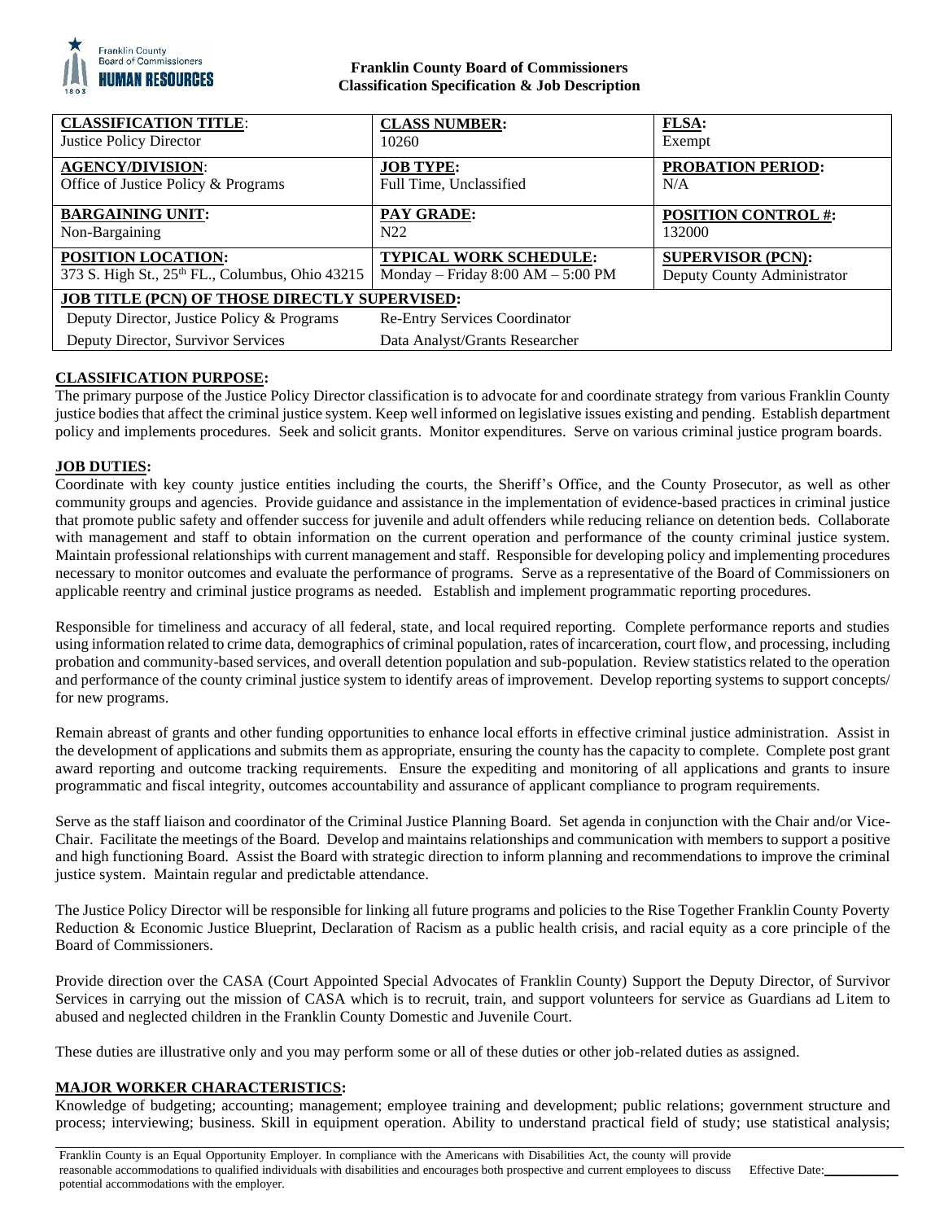**Franklin County Board of Commissioners**
**Classification Specification & Job Description**

| **CLASSIFICATION TITLE**: Justice Policy Director | **CLASS NUMBER:** 10260 | **FLSA:** Exempt |
|---|---|---|
| **AGENCY/DIVISION**: Office of Justice Policy & Programs | **JOB TYPE:** Full Time, Unclassified | **PROBATION PERIOD:** N/A |
| **BARGAINING UNIT:** Non-Bargaining | **PAY GRADE:** N22 | **POSITION CONTROL #:** 132000 |
| **POSITION LOCATION:** 373 S. High St., 25th FL., Columbus, Ohio 43215 | **TYPICAL WORK SCHEDULE:** Monday – Friday 8:00 AM – 5:00 PM | **SUPERVISOR (PCN):** Deputy County Administrator |
| **JOB TITLE (PCN) OF THOSE DIRECTLY SUPERVISED:** | | |
| Deputy Director, Justice Policy & Programs | Re-Entry Services Coordinator | |
| Deputy Director, Survivor Services | Data Analyst/Grants Researcher | |

## CLASSIFICATION PURPOSE:

The primary purpose of the Justice Policy Director classification is to advocate for and coordinate strategy from various Franklin County justice bodies that affect the criminal justice system. Keep well informed on legislative issues existing and pending. Establish department policy and implements procedures. Seek and solicit grants. Monitor expenditures. Serve on various criminal justice program boards.

## JOB DUTIES:

Coordinate with key county justice entities including the courts, the Sheriff's Office, and the County Prosecutor, as well as other community groups and agencies. Provide guidance and assistance in the implementation of evidence-based practices in criminal justice that promote public safety and offender success for juvenile and adult offenders while reducing reliance on detention beds. Collaborate with management and staff to obtain information on the current operation and performance of the county criminal justice system. Maintain professional relationships with current management and staff. Responsible for developing policy and implementing procedures necessary to monitor outcomes and evaluate the performance of programs. Serve as a representative of the Board of Commissioners on applicable reentry and criminal justice programs as needed. Establish and implement programmatic reporting procedures.

Responsible for timeliness and accuracy of all federal, state, and local required reporting. Complete performance reports and studies using information related to crime data, demographics of criminal population, rates of incarceration, court flow, and processing, including probation and community-based services, and overall detention population and sub-population. Review statistics related to the operation and performance of the county criminal justice system to identify areas of improvement. Develop reporting systems to support concepts/ for new programs.

Remain abreast of grants and other funding opportunities to enhance local efforts in effective criminal justice administration. Assist in the development of applications and submits them as appropriate, ensuring the county has the capacity to complete. Complete post grant award reporting and outcome tracking requirements. Ensure the expediting and monitoring of all applications and grants to insure programmatic and fiscal integrity, outcomes accountability and assurance of applicant compliance to program requirements.

Serve as the staff liaison and coordinator of the Criminal Justice Planning Board. Set agenda in conjunction with the Chair and/or Vice-Chair. Facilitate the meetings of the Board. Develop and maintains relationships and communication with members to support a positive and high functioning Board. Assist the Board with strategic direction to inform planning and recommendations to improve the criminal justice system. Maintain regular and predictable attendance.

The Justice Policy Director will be responsible for linking all future programs and policies to the Rise Together Franklin County Poverty Reduction & Economic Justice Blueprint, Declaration of Racism as a public health crisis, and racial equity as a core principle of the Board of Commissioners.

Provide direction over the CASA (Court Appointed Special Advocates of Franklin County) Support the Deputy Director, of Survivor Services in carrying out the mission of CASA which is to recruit, train, and support volunteers for service as Guardians ad Litem to abused and neglected children in the Franklin County Domestic and Juvenile Court.

These duties are illustrative only and you may perform some or all of these duties or other job-related duties as assigned.

## MAJOR WORKER CHARACTERISTICS:

Knowledge of budgeting; accounting; management; employee training and development; public relations; government structure and process; interviewing; business. Skill in equipment operation. Ability to understand practical field of study; use statistical analysis;

Franklin County is an Equal Opportunity Employer. In compliance with the Americans with Disabilities Act, the county will provide reasonable accommodations to qualified individuals with disabilities and encourages both prospective and current employees to discuss potential accommodations with the employer.

Effective Date:\_\_\_\_\_\_\_\_\_\_\_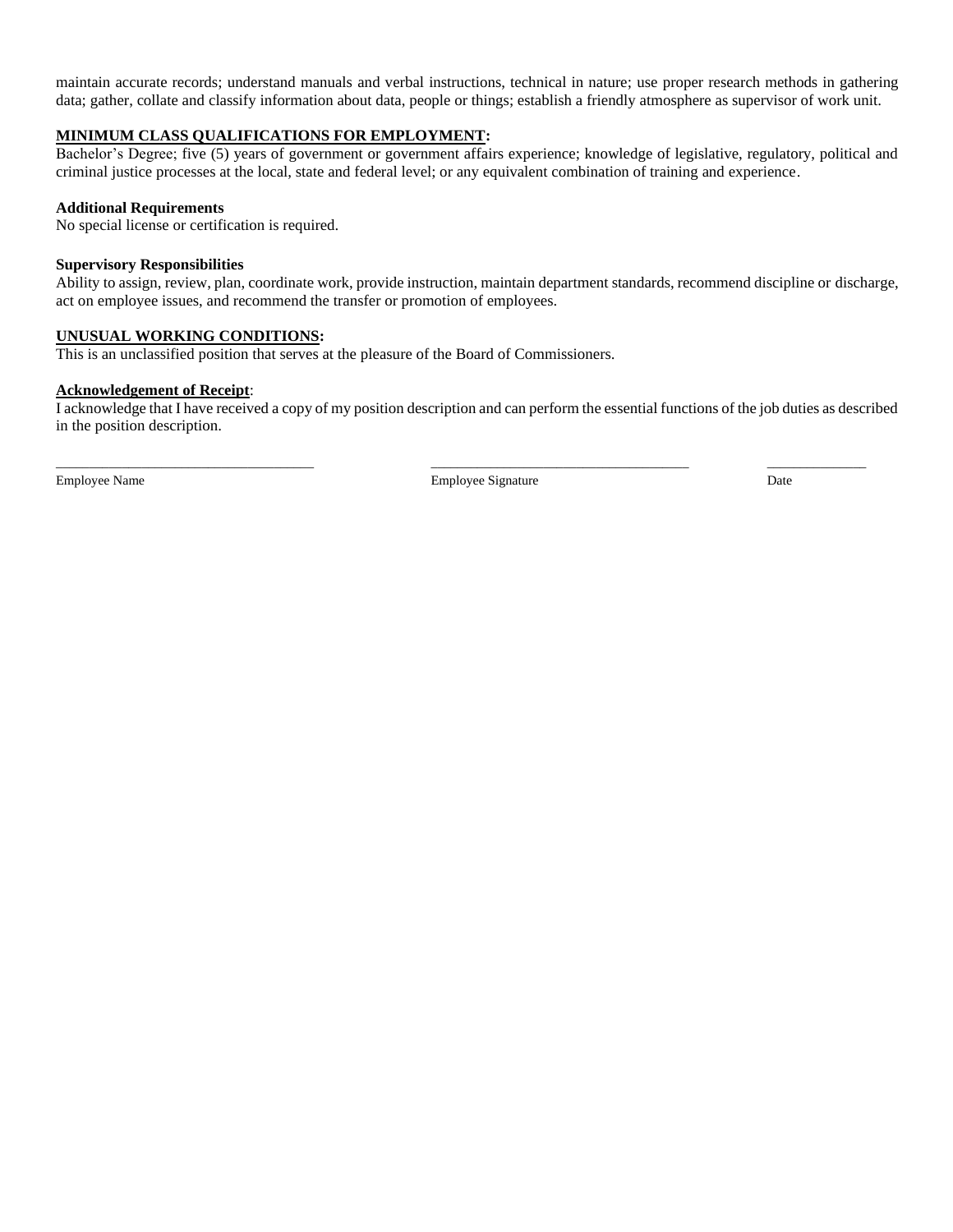maintain accurate records; understand manuals and verbal instructions, technical in nature; use proper research methods in gathering data; gather, collate and classify information about data, people or things; establish a friendly atmosphere as supervisor of work unit.

**MINIMUM CLASS QUALIFICATIONS FOR EMPLOYMENT:**

Bachelor's Degree; five (5) years of government or government affairs experience; knowledge of legislative, regulatory, political and criminal justice processes at the local, state and federal level; or any equivalent combination of training and experience.

**Additional Requirements**

No special license or certification is required.

**Supervisory Responsibilities**

Ability to assign, review, plan, coordinate work, provide instruction, maintain department standards, recommend discipline or discharge, act on employee issues, and recommend the transfer or promotion of employees.

**UNUSUAL WORKING CONDITIONS:**

This is an unclassified position that serves at the pleasure of the Board of Commissioners.

**Acknowledgement of Receipt**:

I acknowledge that I have received a copy of my position description and can perform the essential functions of the job duties as described in the position description.

| | | |
|---|---|---|
| ___________________________________ | ___________________________________ | ______________ |
| Employee Name | Employee Signature | Date |